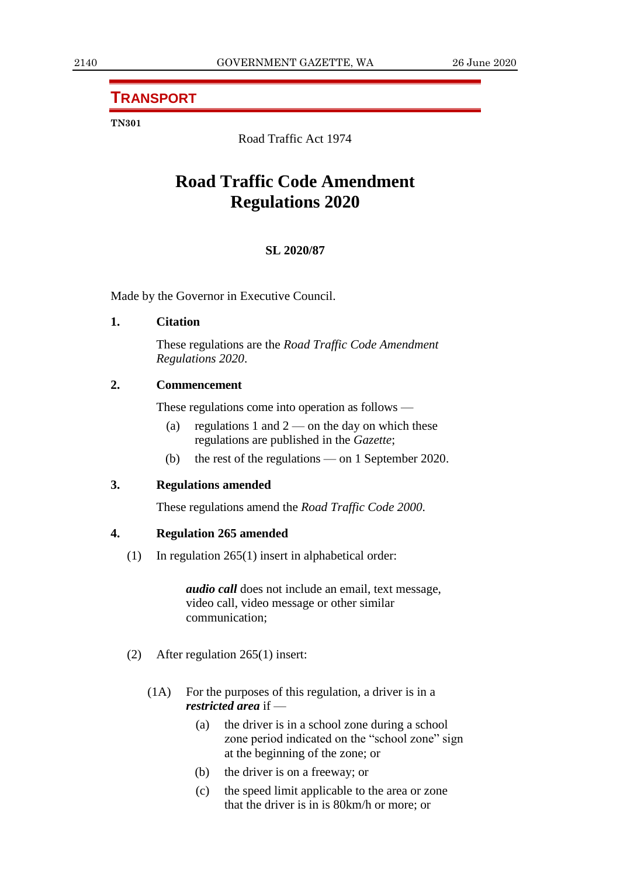## TRANSPORT

**TN301**

Road Traffic Act 1974

# Road Traffic Code Amendment Regulations 2020

**SL 2020/87**

Made by the Governor in Executive Council.

**1. Citation**

These regulations are the *Road Traffic Code Amendment Regulations 2020*.

**2. Commencement**

These regulations come into operation as follows —

(a) regulations 1 and 2 — on the day on which these regulations are published in the *Gazette*;

(b) the rest of the regulations — on 1 September 2020.

**3. Regulations amended**

These regulations amend the *Road Traffic Code 2000*.

**4. Regulation 265 amended**

(1) In regulation 265(1) insert in alphabetical order:

> ***audio call*** does not include an email, text message, video call, video message or other similar communication;

(2) After regulation 265(1) insert:

> (1A) For the purposes of this regulation, a driver is in a ***restricted area*** if —
>
> (a) the driver is in a school zone during a school zone period indicated on the "school zone" sign at the beginning of the zone; or
>
> (b) the driver is on a freeway; or
>
> (c) the speed limit applicable to the area or zone that the driver is in is 80km/h or more; or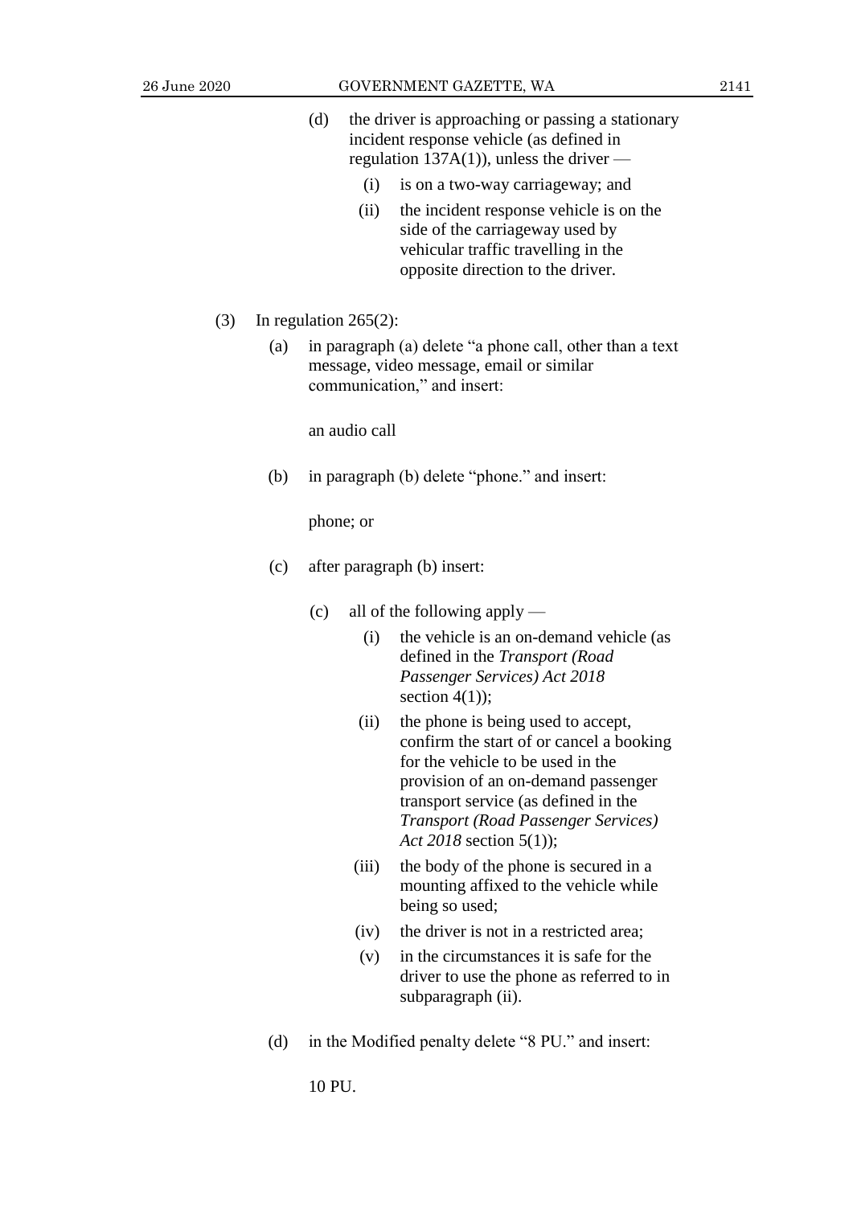(d) the driver is approaching or passing a stationary incident response vehicle (as defined in regulation 137A(1)), unless the driver —

   (i) is on a two-way carriageway; and

   (ii) the incident response vehicle is on the side of the carriageway used by vehicular traffic travelling in the opposite direction to the driver.

(3) In regulation 265(2):

   (a) in paragraph (a) delete "a phone call, other than a text message, video message, email or similar communication," and insert:

   an audio call

   (b) in paragraph (b) delete "phone." and insert:

   phone; or

   (c) after paragraph (b) insert:

   (c) all of the following apply —

      (i) the vehicle is an on-demand vehicle (as defined in the *Transport (Road Passenger Services) Act 2018* section 4(1));

      (ii) the phone is being used to accept, confirm the start of or cancel a booking for the vehicle to be used in the provision of an on-demand passenger transport service (as defined in the *Transport (Road Passenger Services) Act 2018* section 5(1));

      (iii) the body of the phone is secured in a mounting affixed to the vehicle while being so used;

      (iv) the driver is not in a restricted area;

      (v) in the circumstances it is safe for the driver to use the phone as referred to in subparagraph (ii).

   (d) in the Modified penalty delete "8 PU." and insert:

   10 PU.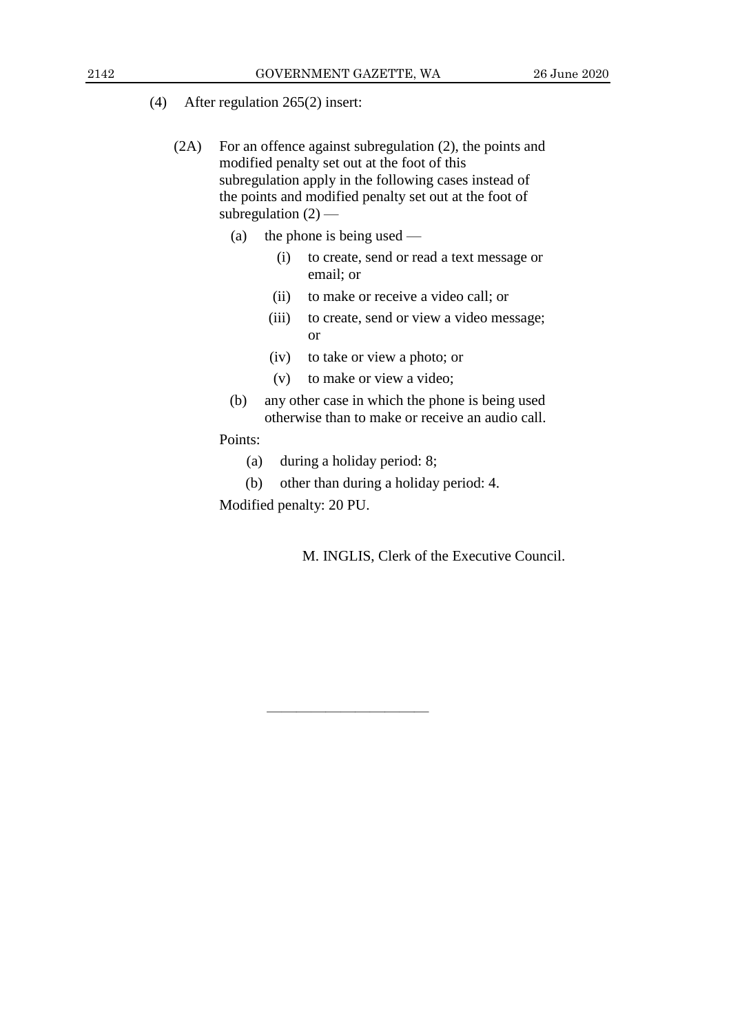(4) After regulation 265(2) insert:

(2A) For an offence against subregulation (2), the points and modified penalty set out at the foot of this subregulation apply in the following cases instead of the points and modified penalty set out at the foot of subregulation (2) —

(a) the phone is being used —

(i) to create, send or read a text message or email; or

(ii) to make or receive a video call; or

(iii) to create, send or view a video message; or

(iv) to take or view a photo; or

(v) to make or view a video;

(b) any other case in which the phone is being used otherwise than to make or receive an audio call.

Points:

(a) during a holiday period: 8;

(b) other than during a holiday period: 4.

Modified penalty: 20 PU.

M. INGLIS, Clerk of the Executive Council.

---